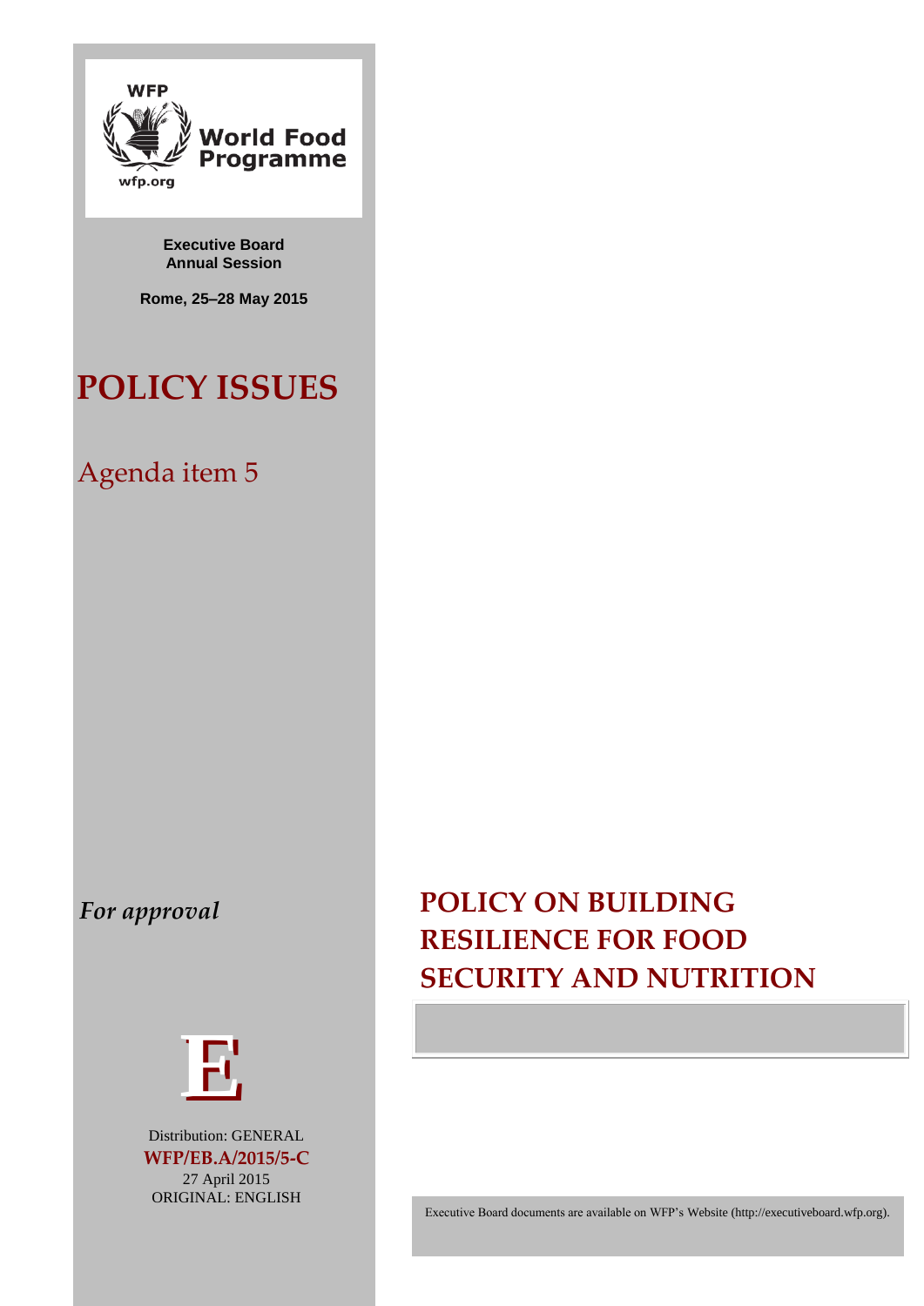WFP

World Food Programme

wfp.org

**Executive Board**
**Annual Session**

**Rome, 25–28 May 2015**

# POLICY ISSUES

## Agenda item 5

*For approval*

# POLICY ON BUILDING RESILIENCE FOR FOOD SECURITY AND NUTRITION

E

Distribution: GENERAL
**WFP/EB.A/2015/5-C**
27 April 2015
ORIGINAL: ENGLISH

Executive Board documents are available on WFP's Website (http://executiveboard.wfp.org).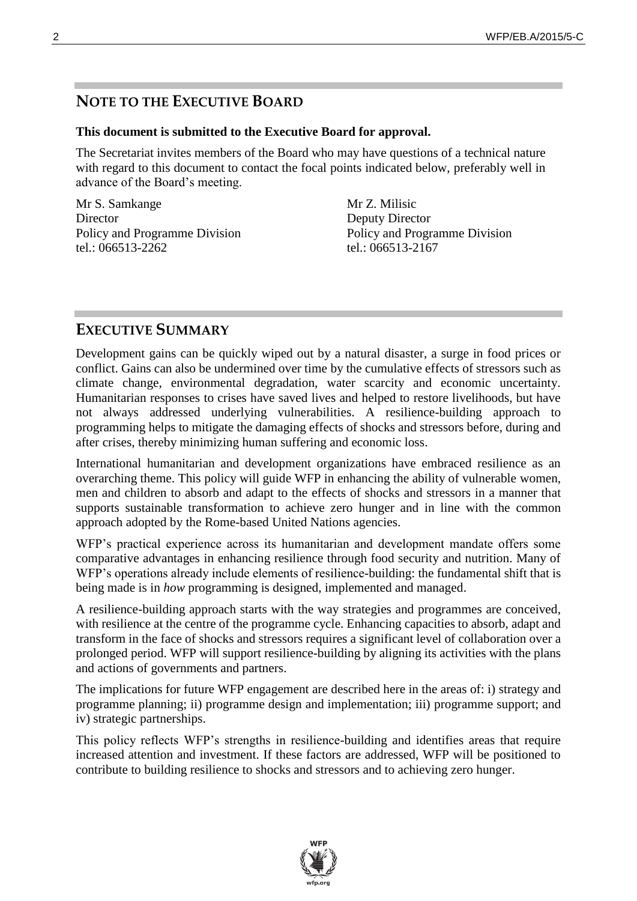## NOTE TO THE EXECUTIVE BOARD

**This document is submitted to the Executive Board for approval.**

The Secretariat invites members of the Board who may have questions of a technical nature with regard to this document to contact the focal points indicated below, preferably well in advance of the Board's meeting.

Mr S. Samkange
Director
Policy and Programme Division
tel.: 066513-2262

Mr Z. Milisic
Deputy Director
Policy and Programme Division
tel.: 066513-2167

## EXECUTIVE SUMMARY

Development gains can be quickly wiped out by a natural disaster, a surge in food prices or conflict. Gains can also be undermined over time by the cumulative effects of stressors such as climate change, environmental degradation, water scarcity and economic uncertainty. Humanitarian responses to crises have saved lives and helped to restore livelihoods, but have not always addressed underlying vulnerabilities. A resilience-building approach to programming helps to mitigate the damaging effects of shocks and stressors before, during and after crises, thereby minimizing human suffering and economic loss.

International humanitarian and development organizations have embraced resilience as an overarching theme. This policy will guide WFP in enhancing the ability of vulnerable women, men and children to absorb and adapt to the effects of shocks and stressors in a manner that supports sustainable transformation to achieve zero hunger and in line with the common approach adopted by the Rome-based United Nations agencies.

WFP's practical experience across its humanitarian and development mandate offers some comparative advantages in enhancing resilience through food security and nutrition. Many of WFP's operations already include elements of resilience-building: the fundamental shift that is being made is in *how* programming is designed, implemented and managed.

A resilience-building approach starts with the way strategies and programmes are conceived, with resilience at the centre of the programme cycle. Enhancing capacities to absorb, adapt and transform in the face of shocks and stressors requires a significant level of collaboration over a prolonged period. WFP will support resilience-building by aligning its activities with the plans and actions of governments and partners.

The implications for future WFP engagement are described here in the areas of: i) strategy and programme planning; ii) programme design and implementation; iii) programme support; and iv) strategic partnerships.

This policy reflects WFP's strengths in resilience-building and identifies areas that require increased attention and investment. If these factors are addressed, WFP will be positioned to contribute to building resilience to shocks and stressors and to achieving zero hunger.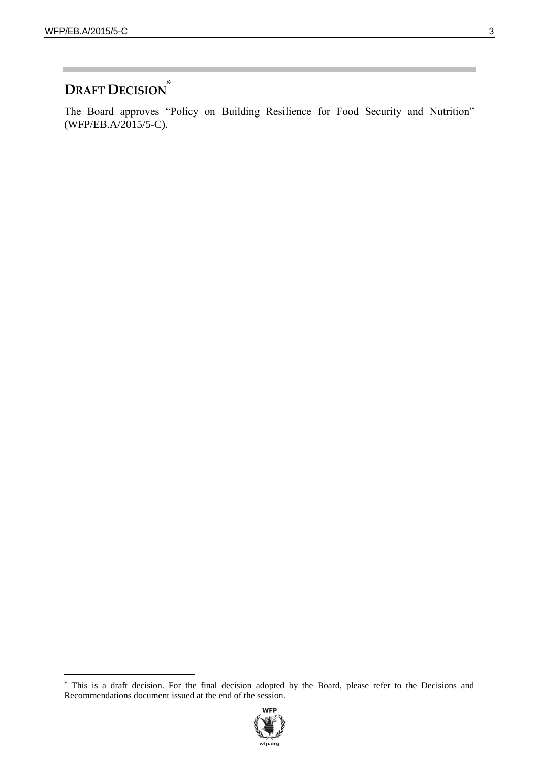## DRAFT DECISION*

The Board approves "Policy on Building Resilience for Food Security and Nutrition" (WFP/EB.A/2015/5-C).

* This is a draft decision. For the final decision adopted by the Board, please refer to the Decisions and Recommendations document issued at the end of the session.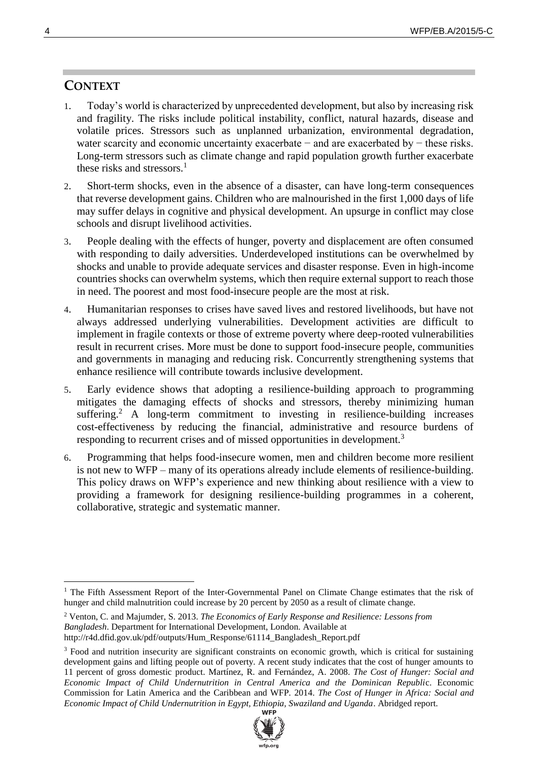## CONTEXT

1. Today's world is characterized by unprecedented development, but also by increasing risk and fragility. The risks include political instability, conflict, natural hazards, disease and volatile prices. Stressors such as unplanned urbanization, environmental degradation, water scarcity and economic uncertainty exacerbate − and are exacerbated by − these risks. Long-term stressors such as climate change and rapid population growth further exacerbate these risks and stressors.[1]

2. Short-term shocks, even in the absence of a disaster, can have long-term consequences that reverse development gains. Children who are malnourished in the first 1,000 days of life may suffer delays in cognitive and physical development. An upsurge in conflict may close schools and disrupt livelihood activities.

3. People dealing with the effects of hunger, poverty and displacement are often consumed with responding to daily adversities. Underdeveloped institutions can be overwhelmed by shocks and unable to provide adequate services and disaster response. Even in high-income countries shocks can overwhelm systems, which then require external support to reach those in need. The poorest and most food-insecure people are the most at risk.

4. Humanitarian responses to crises have saved lives and restored livelihoods, but have not always addressed underlying vulnerabilities. Development activities are difficult to implement in fragile contexts or those of extreme poverty where deep-rooted vulnerabilities result in recurrent crises. More must be done to support food-insecure people, communities and governments in managing and reducing risk. Concurrently strengthening systems that enhance resilience will contribute towards inclusive development.

5. Early evidence shows that adopting a resilience-building approach to programming mitigates the damaging effects of shocks and stressors, thereby minimizing human suffering.[2] A long-term commitment to investing in resilience-building increases cost-effectiveness by reducing the financial, administrative and resource burdens of responding to recurrent crises and of missed opportunities in development.[3]

6. Programming that helps food-insecure women, men and children become more resilient is not new to WFP – many of its operations already include elements of resilience-building. This policy draws on WFP's experience and new thinking about resilience with a view to providing a framework for designing resilience-building programmes in a coherent, collaborative, strategic and systematic manner.

---

[1] The Fifth Assessment Report of the Inter-Governmental Panel on Climate Change estimates that the risk of hunger and child malnutrition could increase by 20 percent by 2050 as a result of climate change.

[2] Venton, C. and Majumder, S. 2013. *The Economics of Early Response and Resilience: Lessons from Bangladesh*. Department for International Development, London. Available at http://r4d.dfid.gov.uk/pdf/outputs/Hum_Response/61114_Bangladesh_Report.pdf

[3] Food and nutrition insecurity are significant constraints on economic growth, which is critical for sustaining development gains and lifting people out of poverty. A recent study indicates that the cost of hunger amounts to 11 percent of gross domestic product. Martínez, R. and Fernández, A. 2008. *The Cost of Hunger: Social and Economic Impact of Child Undernutrition in Central America and the Dominican Republic*. Economic Commission for Latin America and the Caribbean and WFP. 2014. *The Cost of Hunger in Africa: Social and Economic Impact of Child Undernutrition in Egypt, Ethiopia, Swaziland and Uganda*. Abridged report.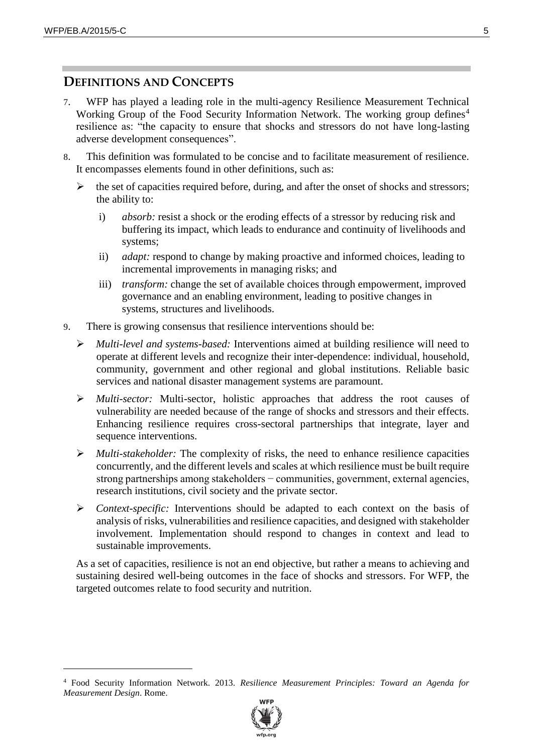## Definitions and Concepts

7. WFP has played a leading role in the multi-agency Resilience Measurement Technical Working Group of the Food Security Information Network. The working group defines[4] resilience as: "the capacity to ensure that shocks and stressors do not have long-lasting adverse development consequences".

8. This definition was formulated to be concise and to facilitate measurement of resilience. It encompasses elements found in other definitions, such as:

   - the set of capacities required before, during, and after the onset of shocks and stressors; the ability to:
     - i) *absorb:* resist a shock or the eroding effects of a stressor by reducing risk and buffering its impact, which leads to endurance and continuity of livelihoods and systems;
     - ii) *adapt:* respond to change by making proactive and informed choices, leading to incremental improvements in managing risks; and
     - iii) *transform:* change the set of available choices through empowerment, improved governance and an enabling environment, leading to positive changes in systems, structures and livelihoods.

9. There is growing consensus that resilience interventions should be:

   - *Multi-level and systems-based:* Interventions aimed at building resilience will need to operate at different levels and recognize their inter-dependence: individual, household, community, government and other regional and global institutions. Reliable basic services and national disaster management systems are paramount.
   - *Multi-sector:* Multi-sector, holistic approaches that address the root causes of vulnerability are needed because of the range of shocks and stressors and their effects. Enhancing resilience requires cross-sectoral partnerships that integrate, layer and sequence interventions.
   - *Multi-stakeholder:* The complexity of risks, the need to enhance resilience capacities concurrently, and the different levels and scales at which resilience must be built require strong partnerships among stakeholders − communities, government, external agencies, research institutions, civil society and the private sector.
   - *Context-specific:* Interventions should be adapted to each context on the basis of analysis of risks, vulnerabilities and resilience capacities, and designed with stakeholder involvement. Implementation should respond to changes in context and lead to sustainable improvements.

   As a set of capacities, resilience is not an end objective, but rather a means to achieving and sustaining desired well-being outcomes in the face of shocks and stressors. For WFP, the targeted outcomes relate to food security and nutrition.

---

[4] Food Security Information Network. 2013. *Resilience Measurement Principles: Toward an Agenda for Measurement Design*. Rome.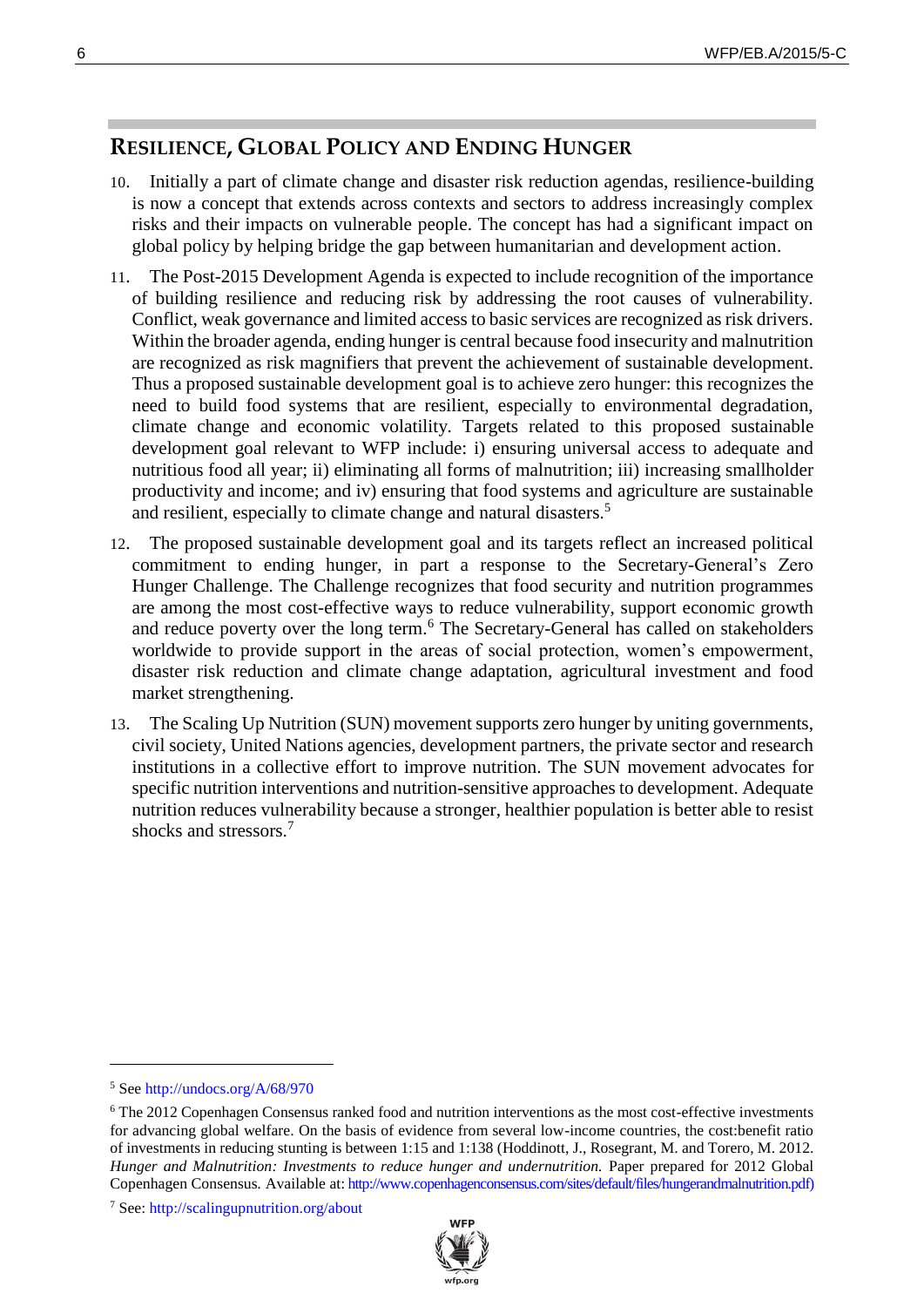## RESILIENCE, GLOBAL POLICY AND ENDING HUNGER

10. Initially a part of climate change and disaster risk reduction agendas, resilience-building is now a concept that extends across contexts and sectors to address increasingly complex risks and their impacts on vulnerable people. The concept has had a significant impact on global policy by helping bridge the gap between humanitarian and development action.

11. The Post-2015 Development Agenda is expected to include recognition of the importance of building resilience and reducing risk by addressing the root causes of vulnerability. Conflict, weak governance and limited access to basic services are recognized as risk drivers. Within the broader agenda, ending hunger is central because food insecurity and malnutrition are recognized as risk magnifiers that prevent the achievement of sustainable development. Thus a proposed sustainable development goal is to achieve zero hunger: this recognizes the need to build food systems that are resilient, especially to environmental degradation, climate change and economic volatility. Targets related to this proposed sustainable development goal relevant to WFP include: i) ensuring universal access to adequate and nutritious food all year; ii) eliminating all forms of malnutrition; iii) increasing smallholder productivity and income; and iv) ensuring that food systems and agriculture are sustainable and resilient, especially to climate change and natural disasters.[5]

12. The proposed sustainable development goal and its targets reflect an increased political commitment to ending hunger, in part a response to the Secretary-General's Zero Hunger Challenge. The Challenge recognizes that food security and nutrition programmes are among the most cost-effective ways to reduce vulnerability, support economic growth and reduce poverty over the long term.[6] The Secretary-General has called on stakeholders worldwide to provide support in the areas of social protection, women's empowerment, disaster risk reduction and climate change adaptation, agricultural investment and food market strengthening.

13. The Scaling Up Nutrition (SUN) movement supports zero hunger by uniting governments, civil society, United Nations agencies, development partners, the private sector and research institutions in a collective effort to improve nutrition. The SUN movement advocates for specific nutrition interventions and nutrition-sensitive approaches to development. Adequate nutrition reduces vulnerability because a stronger, healthier population is better able to resist shocks and stressors.[7]

---

[5] See http://undocs.org/A/68/970

[6] The 2012 Copenhagen Consensus ranked food and nutrition interventions as the most cost-effective investments for advancing global welfare. On the basis of evidence from several low-income countries, the cost:benefit ratio of investments in reducing stunting is between 1:15 and 1:138 (Hoddinott, J., Rosegrant, M. and Torero, M. 2012. *Hunger and Malnutrition: Investments to reduce hunger and undernutrition.* Paper prepared for 2012 Global Copenhagen Consensus. Available at: http://www.copenhagenconsensus.com/sites/default/files/hungerandmalnutrition.pdf)

[7] See: http://scalingupnutrition.org/about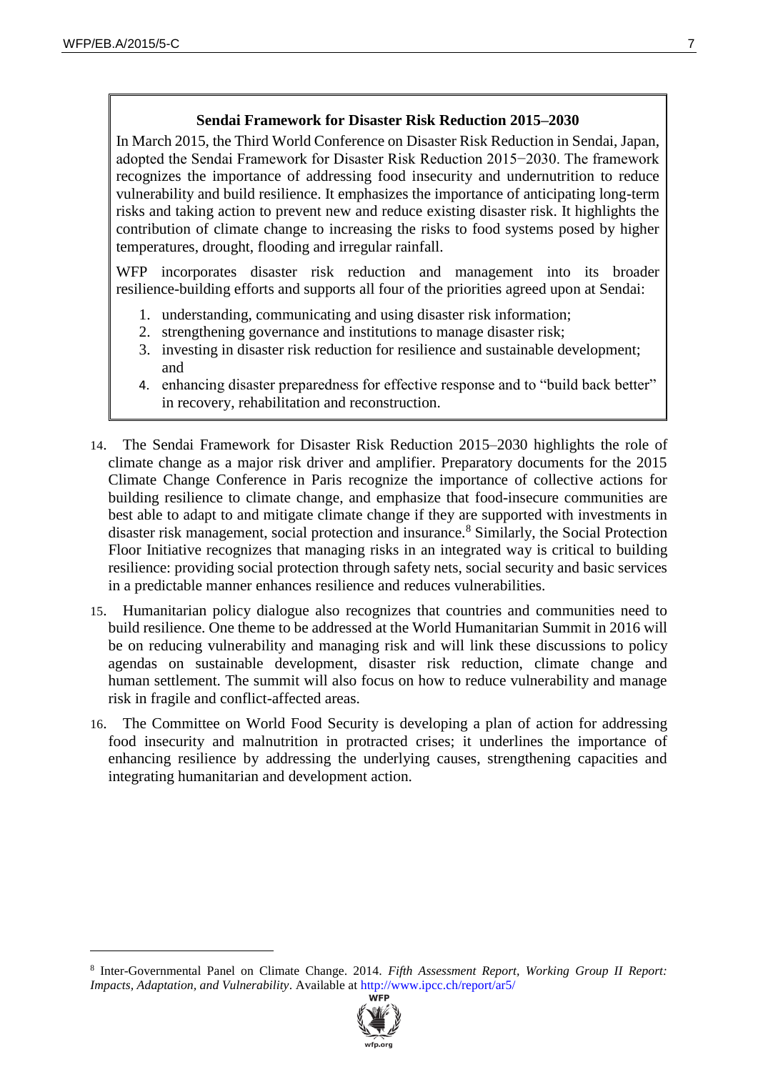**Sendai Framework for Disaster Risk Reduction 2015–2030**

In March 2015, the Third World Conference on Disaster Risk Reduction in Sendai, Japan, adopted the Sendai Framework for Disaster Risk Reduction 2015−2030. The framework recognizes the importance of addressing food insecurity and undernutrition to reduce vulnerability and build resilience. It emphasizes the importance of anticipating long-term risks and taking action to prevent new and reduce existing disaster risk. It highlights the contribution of climate change to increasing the risks to food systems posed by higher temperatures, drought, flooding and irregular rainfall.

WFP incorporates disaster risk reduction and management into its broader resilience-building efforts and supports all four of the priorities agreed upon at Sendai:

1. understanding, communicating and using disaster risk information;
2. strengthening governance and institutions to manage disaster risk;
3. investing in disaster risk reduction for resilience and sustainable development; and
4. enhancing disaster preparedness for effective response and to "build back better" in recovery, rehabilitation and reconstruction.

14. The Sendai Framework for Disaster Risk Reduction 2015–2030 highlights the role of climate change as a major risk driver and amplifier. Preparatory documents for the 2015 Climate Change Conference in Paris recognize the importance of collective actions for building resilience to climate change, and emphasize that food-insecure communities are best able to adapt to and mitigate climate change if they are supported with investments in disaster risk management, social protection and insurance.[8] Similarly, the Social Protection Floor Initiative recognizes that managing risks in an integrated way is critical to building resilience: providing social protection through safety nets, social security and basic services in a predictable manner enhances resilience and reduces vulnerabilities.

15. Humanitarian policy dialogue also recognizes that countries and communities need to build resilience. One theme to be addressed at the World Humanitarian Summit in 2016 will be on reducing vulnerability and managing risk and will link these discussions to policy agendas on sustainable development, disaster risk reduction, climate change and human settlement. The summit will also focus on how to reduce vulnerability and manage risk in fragile and conflict-affected areas.

16. The Committee on World Food Security is developing a plan of action for addressing food insecurity and malnutrition in protracted crises; it underlines the importance of enhancing resilience by addressing the underlying causes, strengthening capacities and integrating humanitarian and development action.

[8] Inter-Governmental Panel on Climate Change. 2014. *Fifth Assessment Report, Working Group II Report: Impacts, Adaptation, and Vulnerability*. Available at http://www.ipcc.ch/report/ar5/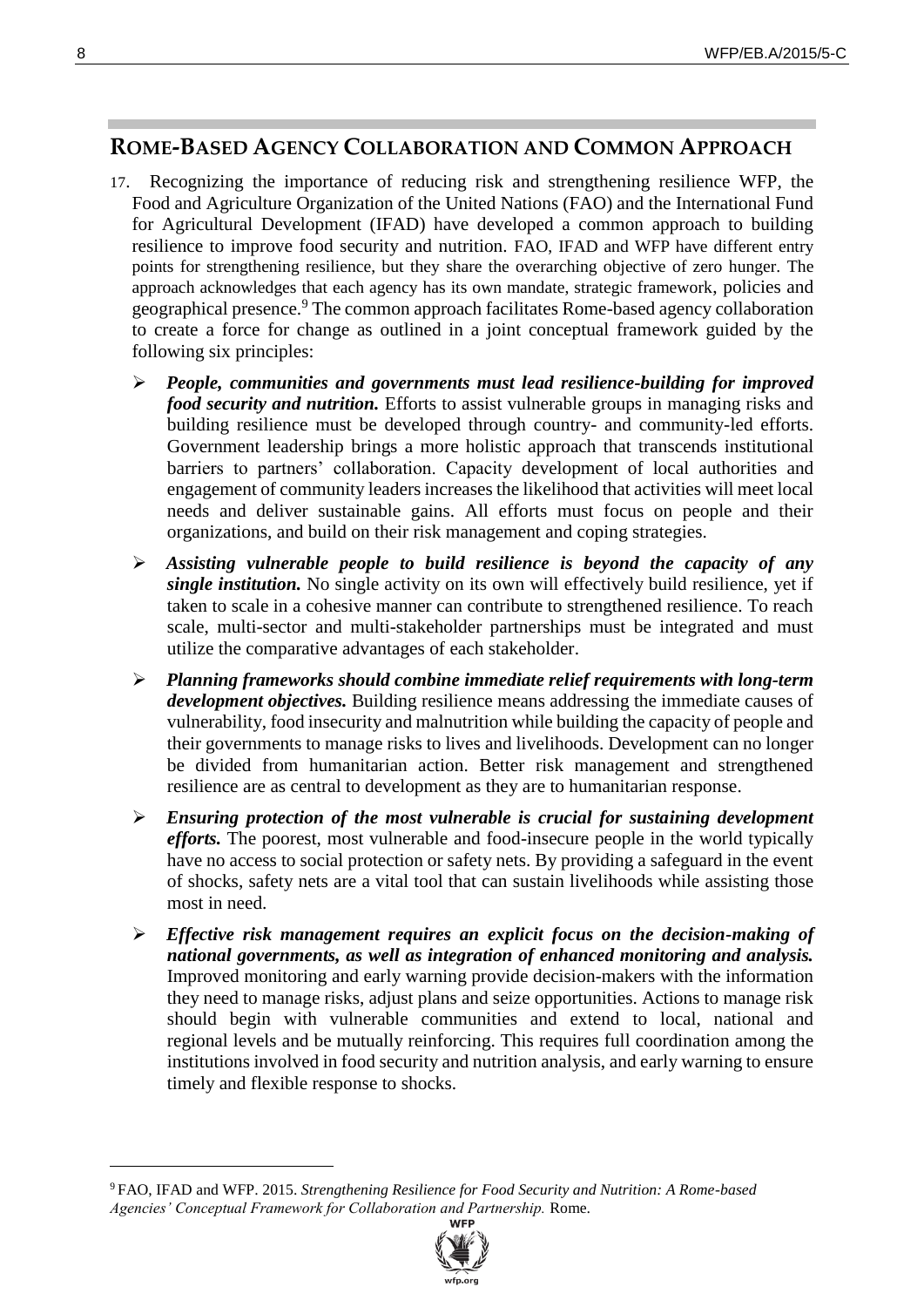## ROME-BASED AGENCY COLLABORATION AND COMMON APPROACH

17. Recognizing the importance of reducing risk and strengthening resilience WFP, the Food and Agriculture Organization of the United Nations (FAO) and the International Fund for Agricultural Development (IFAD) have developed a common approach to building resilience to improve food security and nutrition. FAO, IFAD and WFP have different entry points for strengthening resilience, but they share the overarching objective of zero hunger. The approach acknowledges that each agency has its own mandate, strategic framework, policies and geographical presence.[9] The common approach facilitates Rome-based agency collaboration to create a force for change as outlined in a joint conceptual framework guided by the following six principles:

- ***People, communities and governments must lead resilience-building for improved food security and nutrition.*** Efforts to assist vulnerable groups in managing risks and building resilience must be developed through country- and community-led efforts. Government leadership brings a more holistic approach that transcends institutional barriers to partners' collaboration. Capacity development of local authorities and engagement of community leaders increases the likelihood that activities will meet local needs and deliver sustainable gains. All efforts must focus on people and their organizations, and build on their risk management and coping strategies.
- ***Assisting vulnerable people to build resilience is beyond the capacity of any single institution.*** No single activity on its own will effectively build resilience, yet if taken to scale in a cohesive manner can contribute to strengthened resilience. To reach scale, multi-sector and multi-stakeholder partnerships must be integrated and must utilize the comparative advantages of each stakeholder.
- ***Planning frameworks should combine immediate relief requirements with long-term development objectives.*** Building resilience means addressing the immediate causes of vulnerability, food insecurity and malnutrition while building the capacity of people and their governments to manage risks to lives and livelihoods. Development can no longer be divided from humanitarian action. Better risk management and strengthened resilience are as central to development as they are to humanitarian response.
- ***Ensuring protection of the most vulnerable is crucial for sustaining development efforts.*** The poorest, most vulnerable and food-insecure people in the world typically have no access to social protection or safety nets. By providing a safeguard in the event of shocks, safety nets are a vital tool that can sustain livelihoods while assisting those most in need.
- ***Effective risk management requires an explicit focus on the decision-making of national governments, as well as integration of enhanced monitoring and analysis.*** Improved monitoring and early warning provide decision-makers with the information they need to manage risks, adjust plans and seize opportunities. Actions to manage risk should begin with vulnerable communities and extend to local, national and regional levels and be mutually reinforcing. This requires full coordination among the institutions involved in food security and nutrition analysis, and early warning to ensure timely and flexible response to shocks.

---

[9] FAO, IFAD and WFP. 2015. *Strengthening Resilience for Food Security and Nutrition: A Rome-based Agencies' Conceptual Framework for Collaboration and Partnership.* Rome.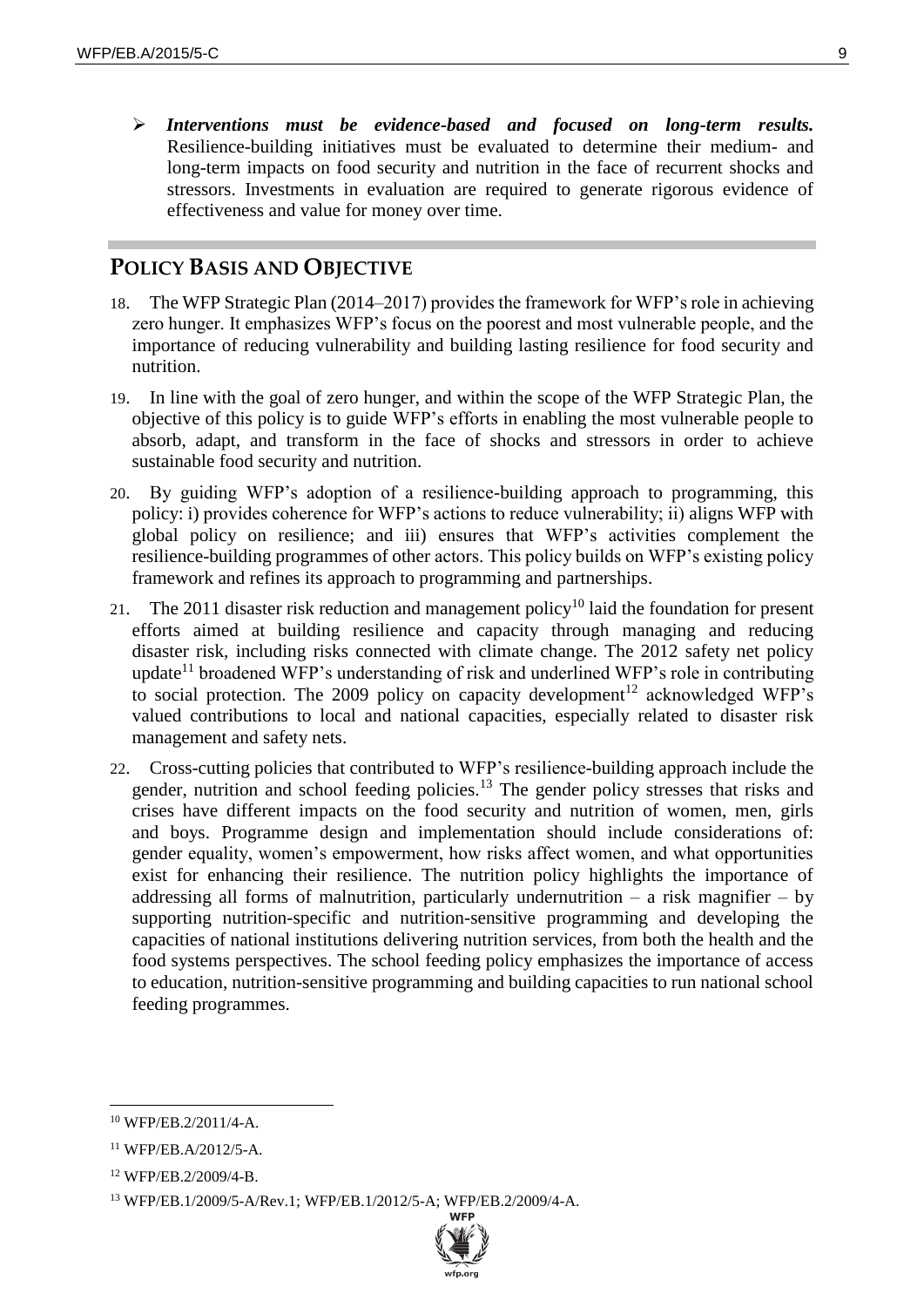- ***Interventions must be evidence-based and focused on long-term results.*** Resilience-building initiatives must be evaluated to determine their medium- and long-term impacts on food security and nutrition in the face of recurrent shocks and stressors. Investments in evaluation are required to generate rigorous evidence of effectiveness and value for money over time.

## POLICY BASIS AND OBJECTIVE

18. The WFP Strategic Plan (2014–2017) provides the framework for WFP's role in achieving zero hunger. It emphasizes WFP's focus on the poorest and most vulnerable people, and the importance of reducing vulnerability and building lasting resilience for food security and nutrition.

19. In line with the goal of zero hunger, and within the scope of the WFP Strategic Plan, the objective of this policy is to guide WFP's efforts in enabling the most vulnerable people to absorb, adapt, and transform in the face of shocks and stressors in order to achieve sustainable food security and nutrition.

20. By guiding WFP's adoption of a resilience-building approach to programming, this policy: i) provides coherence for WFP's actions to reduce vulnerability; ii) aligns WFP with global policy on resilience; and iii) ensures that WFP's activities complement the resilience-building programmes of other actors. This policy builds on WFP's existing policy framework and refines its approach to programming and partnerships.

21. The 2011 disaster risk reduction and management policy[10] laid the foundation for present efforts aimed at building resilience and capacity through managing and reducing disaster risk, including risks connected with climate change. The 2012 safety net policy update[11] broadened WFP's understanding of risk and underlined WFP's role in contributing to social protection. The 2009 policy on capacity development[12] acknowledged WFP's valued contributions to local and national capacities, especially related to disaster risk management and safety nets.

22. Cross-cutting policies that contributed to WFP's resilience-building approach include the gender, nutrition and school feeding policies.[13] The gender policy stresses that risks and crises have different impacts on the food security and nutrition of women, men, girls and boys. Programme design and implementation should include considerations of: gender equality, women's empowerment, how risks affect women, and what opportunities exist for enhancing their resilience. The nutrition policy highlights the importance of addressing all forms of malnutrition, particularly undernutrition – a risk magnifier – by supporting nutrition-specific and nutrition-sensitive programming and developing the capacities of national institutions delivering nutrition services, from both the health and the food systems perspectives. The school feeding policy emphasizes the importance of access to education, nutrition-sensitive programming and building capacities to run national school feeding programmes.

---

[10] WFP/EB.2/2011/4-A.

[11] WFP/EB.A/2012/5-A.

[12] WFP/EB.2/2009/4-B.

[13] WFP/EB.1/2009/5-A/Rev.1; WFP/EB.1/2012/5-A; WFP/EB.2/2009/4-A.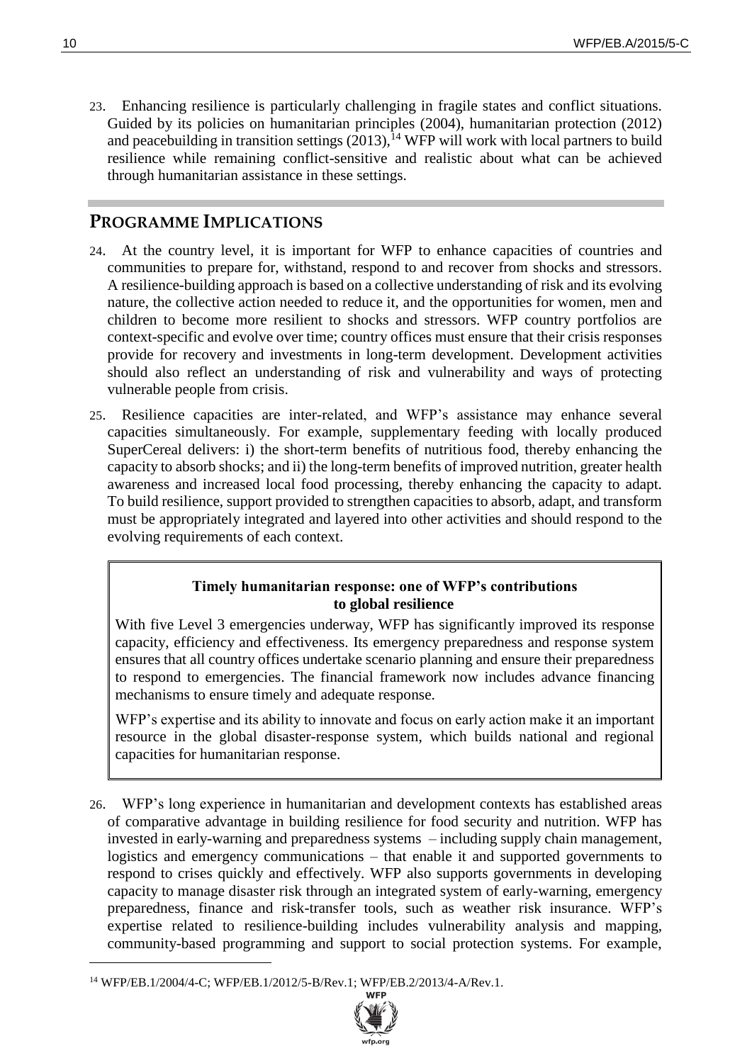23. Enhancing resilience is particularly challenging in fragile states and conflict situations. Guided by its policies on humanitarian principles (2004), humanitarian protection (2012) and peacebuilding in transition settings (2013),[14] WFP will work with local partners to build resilience while remaining conflict-sensitive and realistic about what can be achieved through humanitarian assistance in these settings.

## PROGRAMME IMPLICATIONS

24. At the country level, it is important for WFP to enhance capacities of countries and communities to prepare for, withstand, respond to and recover from shocks and stressors. A resilience-building approach is based on a collective understanding of risk and its evolving nature, the collective action needed to reduce it, and the opportunities for women, men and children to become more resilient to shocks and stressors. WFP country portfolios are context-specific and evolve over time; country offices must ensure that their crisis responses provide for recovery and investments in long-term development. Development activities should also reflect an understanding of risk and vulnerability and ways of protecting vulnerable people from crisis.

25. Resilience capacities are inter-related, and WFP's assistance may enhance several capacities simultaneously. For example, supplementary feeding with locally produced SuperCereal delivers: i) the short-term benefits of nutritious food, thereby enhancing the capacity to absorb shocks; and ii) the long-term benefits of improved nutrition, greater health awareness and increased local food processing, thereby enhancing the capacity to adapt. To build resilience, support provided to strengthen capacities to absorb, adapt, and transform must be appropriately integrated and layered into other activities and should respond to the evolving requirements of each context.

> **Timely humanitarian response: one of WFP's contributions to global resilience**
>
> With five Level 3 emergencies underway, WFP has significantly improved its response capacity, efficiency and effectiveness. Its emergency preparedness and response system ensures that all country offices undertake scenario planning and ensure their preparedness to respond to emergencies. The financial framework now includes advance financing mechanisms to ensure timely and adequate response.
>
> WFP's expertise and its ability to innovate and focus on early action make it an important resource in the global disaster-response system, which builds national and regional capacities for humanitarian response.

26. WFP's long experience in humanitarian and development contexts has established areas of comparative advantage in building resilience for food security and nutrition. WFP has invested in early-warning and preparedness systems – including supply chain management, logistics and emergency communications – that enable it and supported governments to respond to crises quickly and effectively. WFP also supports governments in developing capacity to manage disaster risk through an integrated system of early-warning, emergency preparedness, finance and risk-transfer tools, such as weather risk insurance. WFP's expertise related to resilience-building includes vulnerability analysis and mapping, community-based programming and support to social protection systems. For example,

[14] WFP/EB.1/2004/4-C; WFP/EB.1/2012/5-B/Rev.1; WFP/EB.2/2013/4-A/Rev.1.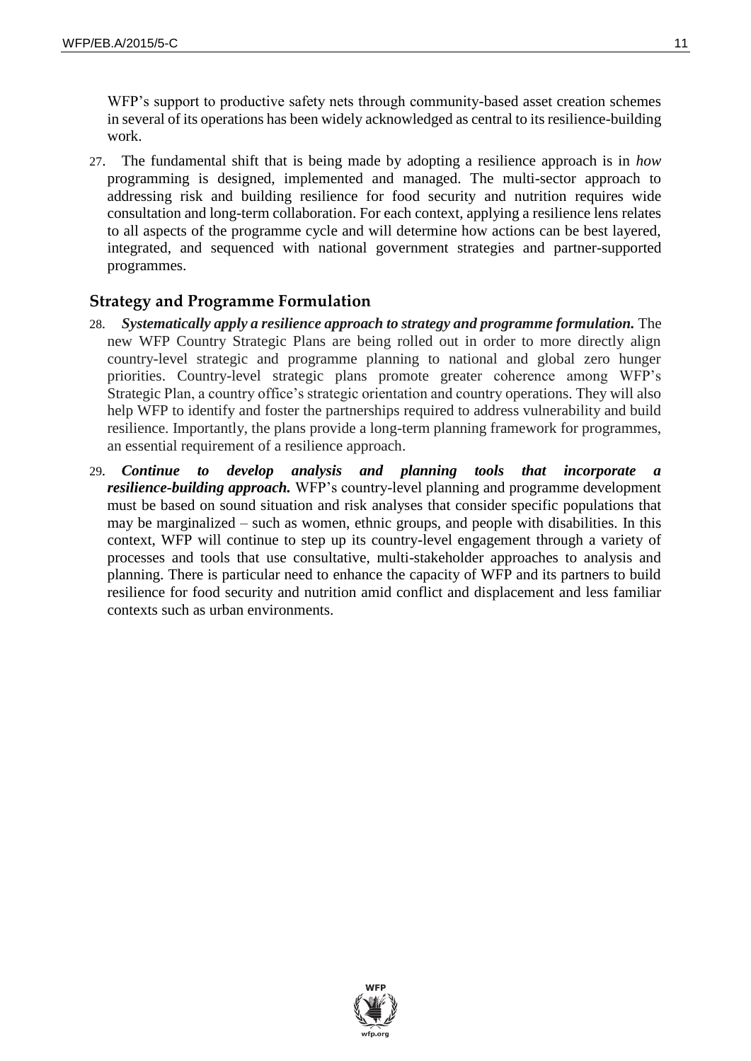WFP's support to productive safety nets through community-based asset creation schemes in several of its operations has been widely acknowledged as central to its resilience-building work.

27. The fundamental shift that is being made by adopting a resilience approach is in *how* programming is designed, implemented and managed. The multi-sector approach to addressing risk and building resilience for food security and nutrition requires wide consultation and long-term collaboration. For each context, applying a resilience lens relates to all aspects of the programme cycle and will determine how actions can be best layered, integrated, and sequenced with national government strategies and partner-supported programmes.

## Strategy and Programme Formulation

28. ***Systematically apply a resilience approach to strategy and programme formulation.*** The new WFP Country Strategic Plans are being rolled out in order to more directly align country-level strategic and programme planning to national and global zero hunger priorities. Country-level strategic plans promote greater coherence among WFP's Strategic Plan, a country office's strategic orientation and country operations. They will also help WFP to identify and foster the partnerships required to address vulnerability and build resilience. Importantly, the plans provide a long-term planning framework for programmes, an essential requirement of a resilience approach.

29. ***Continue to develop analysis and planning tools that incorporate a resilience-building approach.*** WFP's country-level planning and programme development must be based on sound situation and risk analyses that consider specific populations that may be marginalized – such as women, ethnic groups, and people with disabilities. In this context, WFP will continue to step up its country-level engagement through a variety of processes and tools that use consultative, multi-stakeholder approaches to analysis and planning. There is particular need to enhance the capacity of WFP and its partners to build resilience for food security and nutrition amid conflict and displacement and less familiar contexts such as urban environments.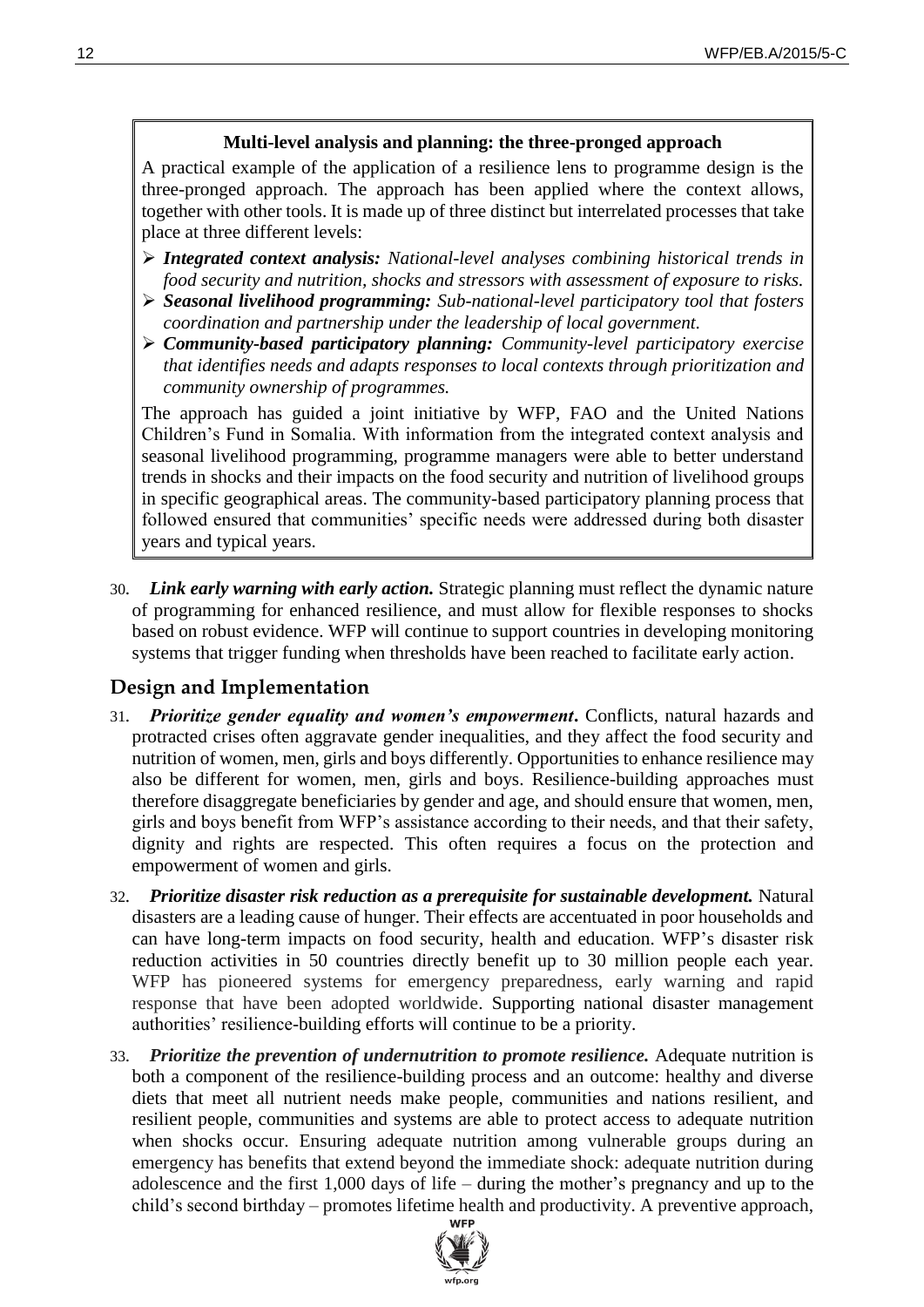**Multi-level analysis and planning: the three-pronged approach**

A practical example of the application of a resilience lens to programme design is the three-pronged approach. The approach has been applied where the context allows, together with other tools. It is made up of three distinct but interrelated processes that take place at three different levels:

- ***Integrated context analysis:*** *National-level analyses combining historical trends in food security and nutrition, shocks and stressors with assessment of exposure to risks.*
- ***Seasonal livelihood programming:*** *Sub-national-level participatory tool that fosters coordination and partnership under the leadership of local government.*
- ***Community-based participatory planning:*** *Community-level participatory exercise that identifies needs and adapts responses to local contexts through prioritization and community ownership of programmes.*

The approach has guided a joint initiative by WFP, FAO and the United Nations Children's Fund in Somalia. With information from the integrated context analysis and seasonal livelihood programming, programme managers were able to better understand trends in shocks and their impacts on the food security and nutrition of livelihood groups in specific geographical areas. The community-based participatory planning process that followed ensured that communities' specific needs were addressed during both disaster years and typical years.

30. ***Link early warning with early action.*** Strategic planning must reflect the dynamic nature of programming for enhanced resilience, and must allow for flexible responses to shocks based on robust evidence. WFP will continue to support countries in developing monitoring systems that trigger funding when thresholds have been reached to facilitate early action.

## Design and Implementation

31. ***Prioritize gender equality and women's empowerment***. Conflicts, natural hazards and protracted crises often aggravate gender inequalities, and they affect the food security and nutrition of women, men, girls and boys differently. Opportunities to enhance resilience may also be different for women, men, girls and boys. Resilience-building approaches must therefore disaggregate beneficiaries by gender and age, and should ensure that women, men, girls and boys benefit from WFP's assistance according to their needs, and that their safety, dignity and rights are respected. This often requires a focus on the protection and empowerment of women and girls.

32. ***Prioritize disaster risk reduction as a prerequisite for sustainable development.*** Natural disasters are a leading cause of hunger. Their effects are accentuated in poor households and can have long-term impacts on food security, health and education. WFP's disaster risk reduction activities in 50 countries directly benefit up to 30 million people each year. WFP has pioneered systems for emergency preparedness, early warning and rapid response that have been adopted worldwide. Supporting national disaster management authorities' resilience-building efforts will continue to be a priority.

33. ***Prioritize the prevention of undernutrition to promote resilience.*** Adequate nutrition is both a component of the resilience-building process and an outcome: healthy and diverse diets that meet all nutrient needs make people, communities and nations resilient, and resilient people, communities and systems are able to protect access to adequate nutrition when shocks occur. Ensuring adequate nutrition among vulnerable groups during an emergency has benefits that extend beyond the immediate shock: adequate nutrition during adolescence and the first 1,000 days of life – during the mother's pregnancy and up to the child's second birthday – promotes lifetime health and productivity. A preventive approach,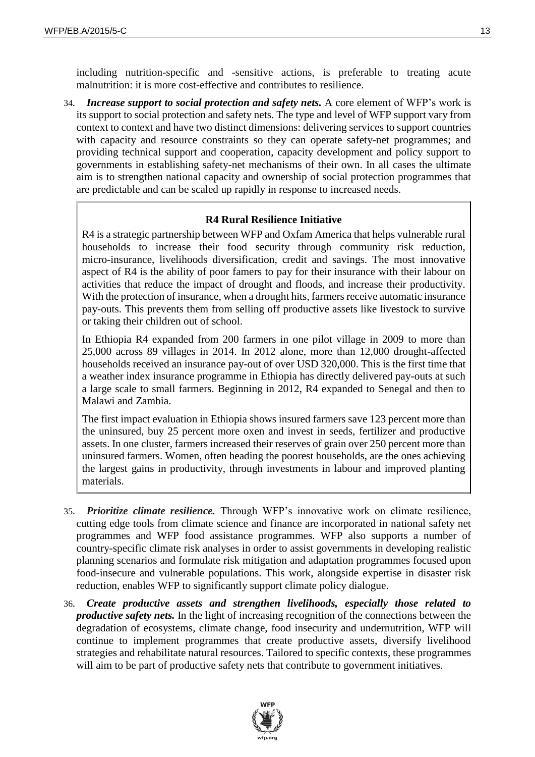including nutrition-specific and -sensitive actions, is preferable to treating acute malnutrition: it is more cost-effective and contributes to resilience.

34. ***Increase support to social protection and safety nets.*** A core element of WFP's work is its support to social protection and safety nets. The type and level of WFP support vary from context to context and have two distinct dimensions: delivering services to support countries with capacity and resource constraints so they can operate safety-net programmes; and providing technical support and cooperation, capacity development and policy support to governments in establishing safety-net mechanisms of their own. In all cases the ultimate aim is to strengthen national capacity and ownership of social protection programmes that are predictable and can be scaled up rapidly in response to increased needs.

> **R4 Rural Resilience Initiative**
>
> R4 is a strategic partnership between WFP and Oxfam America that helps vulnerable rural households to increase their food security through community risk reduction, micro-insurance, livelihoods diversification, credit and savings. The most innovative aspect of R4 is the ability of poor famers to pay for their insurance with their labour on activities that reduce the impact of drought and floods, and increase their productivity. With the protection of insurance, when a drought hits, farmers receive automatic insurance pay-outs. This prevents them from selling off productive assets like livestock to survive or taking their children out of school.
>
> In Ethiopia R4 expanded from 200 farmers in one pilot village in 2009 to more than 25,000 across 89 villages in 2014. In 2012 alone, more than 12,000 drought-affected households received an insurance pay-out of over USD 320,000. This is the first time that a weather index insurance programme in Ethiopia has directly delivered pay-outs at such a large scale to small farmers. Beginning in 2012, R4 expanded to Senegal and then to Malawi and Zambia.
>
> The first impact evaluation in Ethiopia shows insured farmers save 123 percent more than the uninsured, buy 25 percent more oxen and invest in seeds, fertilizer and productive assets. In one cluster, farmers increased their reserves of grain over 250 percent more than uninsured farmers. Women, often heading the poorest households, are the ones achieving the largest gains in productivity, through investments in labour and improved planting materials.

35. ***Prioritize climate resilience.*** Through WFP's innovative work on climate resilience, cutting edge tools from climate science and finance are incorporated in national safety net programmes and WFP food assistance programmes. WFP also supports a number of country-specific climate risk analyses in order to assist governments in developing realistic planning scenarios and formulate risk mitigation and adaptation programmes focused upon food-insecure and vulnerable populations. This work, alongside expertise in disaster risk reduction, enables WFP to significantly support climate policy dialogue.

36. ***Create productive assets and strengthen livelihoods, especially those related to productive safety nets.*** In the light of increasing recognition of the connections between the degradation of ecosystems, climate change, food insecurity and undernutrition, WFP will continue to implement programmes that create productive assets, diversify livelihood strategies and rehabilitate natural resources. Tailored to specific contexts, these programmes will aim to be part of productive safety nets that contribute to government initiatives.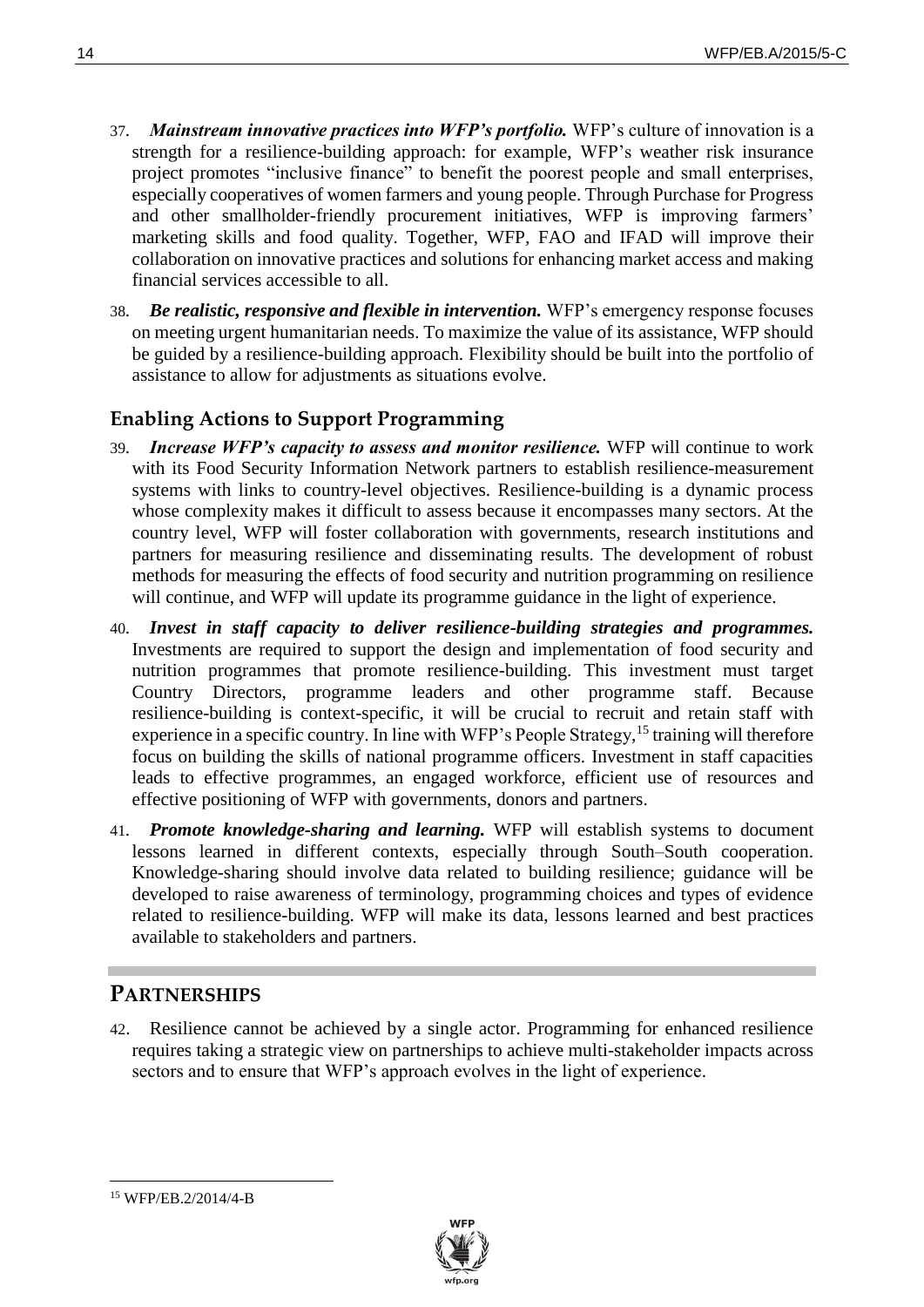37. ***Mainstream innovative practices into WFP's portfolio.*** WFP's culture of innovation is a strength for a resilience-building approach: for example, WFP's weather risk insurance project promotes "inclusive finance" to benefit the poorest people and small enterprises, especially cooperatives of women farmers and young people. Through Purchase for Progress and other smallholder-friendly procurement initiatives, WFP is improving farmers' marketing skills and food quality. Together, WFP, FAO and IFAD will improve their collaboration on innovative practices and solutions for enhancing market access and making financial services accessible to all.

38. ***Be realistic, responsive and flexible in intervention.*** WFP's emergency response focuses on meeting urgent humanitarian needs. To maximize the value of its assistance, WFP should be guided by a resilience-building approach. Flexibility should be built into the portfolio of assistance to allow for adjustments as situations evolve.

### Enabling Actions to Support Programming

39. ***Increase WFP's capacity to assess and monitor resilience.*** WFP will continue to work with its Food Security Information Network partners to establish resilience-measurement systems with links to country-level objectives. Resilience-building is a dynamic process whose complexity makes it difficult to assess because it encompasses many sectors. At the country level, WFP will foster collaboration with governments, research institutions and partners for measuring resilience and disseminating results. The development of robust methods for measuring the effects of food security and nutrition programming on resilience will continue, and WFP will update its programme guidance in the light of experience.

40. ***Invest in staff capacity to deliver resilience-building strategies and programmes.*** Investments are required to support the design and implementation of food security and nutrition programmes that promote resilience-building. This investment must target Country Directors, programme leaders and other programme staff. Because resilience-building is context-specific, it will be crucial to recruit and retain staff with experience in a specific country. In line with WFP's People Strategy,[15] training will therefore focus on building the skills of national programme officers. Investment in staff capacities leads to effective programmes, an engaged workforce, efficient use of resources and effective positioning of WFP with governments, donors and partners.

41. ***Promote knowledge-sharing and learning.*** WFP will establish systems to document lessons learned in different contexts, especially through South–South cooperation. Knowledge-sharing should involve data related to building resilience; guidance will be developed to raise awareness of terminology, programming choices and types of evidence related to resilience-building. WFP will make its data, lessons learned and best practices available to stakeholders and partners.

## PARTNERSHIPS

42. Resilience cannot be achieved by a single actor. Programming for enhanced resilience requires taking a strategic view on partnerships to achieve multi-stakeholder impacts across sectors and to ensure that WFP's approach evolves in the light of experience.

[15] WFP/EB.2/2014/4-B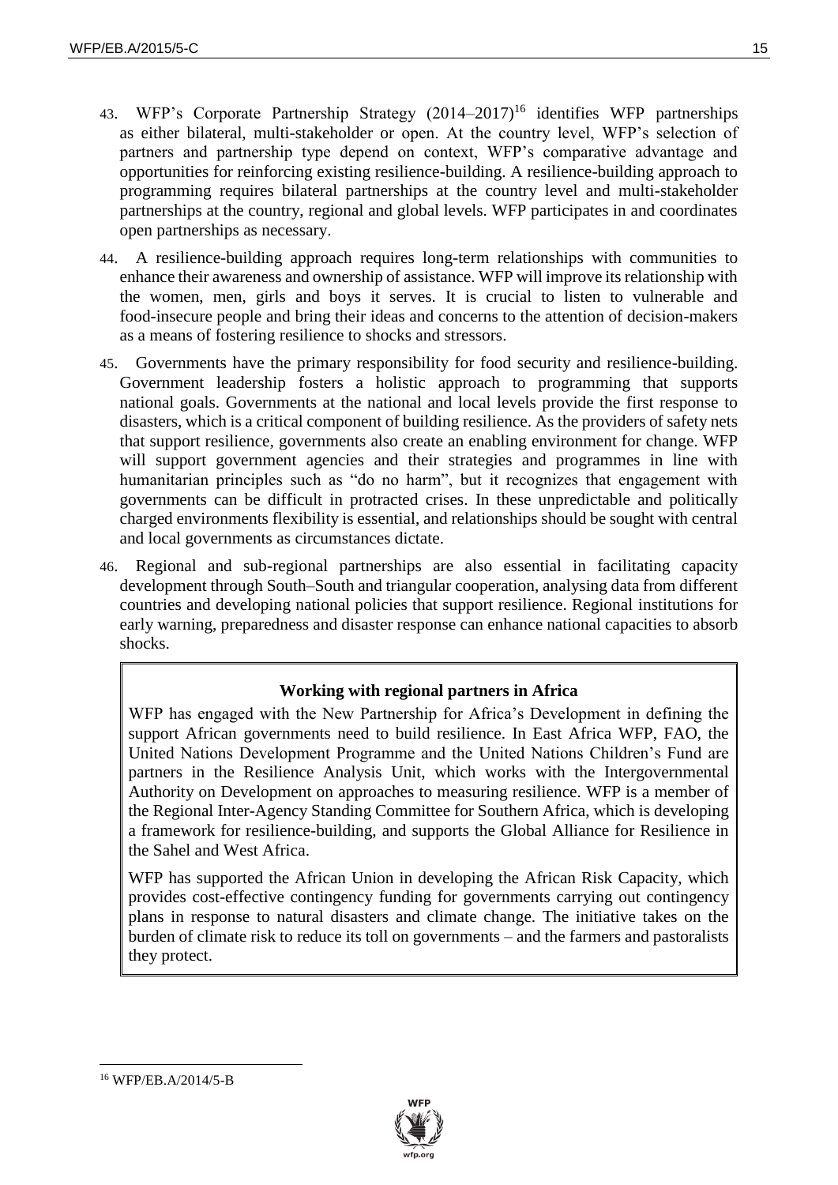43. WFP's Corporate Partnership Strategy (2014–2017)[16] identifies WFP partnerships as either bilateral, multi-stakeholder or open. At the country level, WFP's selection of partners and partnership type depend on context, WFP's comparative advantage and opportunities for reinforcing existing resilience-building. A resilience-building approach to programming requires bilateral partnerships at the country level and multi-stakeholder partnerships at the country, regional and global levels. WFP participates in and coordinates open partnerships as necessary.

44. A resilience-building approach requires long-term relationships with communities to enhance their awareness and ownership of assistance. WFP will improve its relationship with the women, men, girls and boys it serves. It is crucial to listen to vulnerable and food-insecure people and bring their ideas and concerns to the attention of decision-makers as a means of fostering resilience to shocks and stressors.

45. Governments have the primary responsibility for food security and resilience-building. Government leadership fosters a holistic approach to programming that supports national goals. Governments at the national and local levels provide the first response to disasters, which is a critical component of building resilience. As the providers of safety nets that support resilience, governments also create an enabling environment for change. WFP will support government agencies and their strategies and programmes in line with humanitarian principles such as "do no harm", but it recognizes that engagement with governments can be difficult in protracted crises. In these unpredictable and politically charged environments flexibility is essential, and relationships should be sought with central and local governments as circumstances dictate.

46. Regional and sub-regional partnerships are also essential in facilitating capacity development through South–South and triangular cooperation, analysing data from different countries and developing national policies that support resilience. Regional institutions for early warning, preparedness and disaster response can enhance national capacities to absorb shocks.

**Working with regional partners in Africa**

WFP has engaged with the New Partnership for Africa's Development in defining the support African governments need to build resilience. In East Africa WFP, FAO, the United Nations Development Programme and the United Nations Children's Fund are partners in the Resilience Analysis Unit, which works with the Intergovernmental Authority on Development on approaches to measuring resilience. WFP is a member of the Regional Inter-Agency Standing Committee for Southern Africa, which is developing a framework for resilience-building, and supports the Global Alliance for Resilience in the Sahel and West Africa.

WFP has supported the African Union in developing the African Risk Capacity, which provides cost-effective contingency funding for governments carrying out contingency plans in response to natural disasters and climate change. The initiative takes on the burden of climate risk to reduce its toll on governments – and the farmers and pastoralists they protect.

---

[16] WFP/EB.A/2014/5-B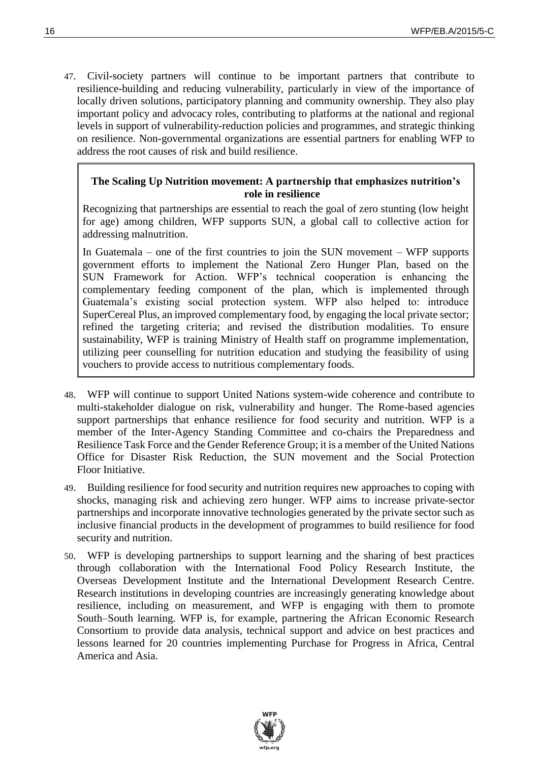47. Civil-society partners will continue to be important partners that contribute to resilience-building and reducing vulnerability, particularly in view of the importance of locally driven solutions, participatory planning and community ownership. They also play important policy and advocacy roles, contributing to platforms at the national and regional levels in support of vulnerability-reduction policies and programmes, and strategic thinking on resilience. Non-governmental organizations are essential partners for enabling WFP to address the root causes of risk and build resilience.

> **The Scaling Up Nutrition movement: A partnership that emphasizes nutrition's role in resilience**
>
> Recognizing that partnerships are essential to reach the goal of zero stunting (low height for age) among children, WFP supports SUN, a global call to collective action for addressing malnutrition.
>
> In Guatemala – one of the first countries to join the SUN movement – WFP supports government efforts to implement the National Zero Hunger Plan, based on the SUN Framework for Action. WFP's technical cooperation is enhancing the complementary feeding component of the plan, which is implemented through Guatemala's existing social protection system. WFP also helped to: introduce SuperCereal Plus, an improved complementary food, by engaging the local private sector; refined the targeting criteria; and revised the distribution modalities. To ensure sustainability, WFP is training Ministry of Health staff on programme implementation, utilizing peer counselling for nutrition education and studying the feasibility of using vouchers to provide access to nutritious complementary foods.

48. WFP will continue to support United Nations system-wide coherence and contribute to multi-stakeholder dialogue on risk, vulnerability and hunger. The Rome-based agencies support partnerships that enhance resilience for food security and nutrition. WFP is a member of the Inter-Agency Standing Committee and co-chairs the Preparedness and Resilience Task Force and the Gender Reference Group; it is a member of the United Nations Office for Disaster Risk Reduction, the SUN movement and the Social Protection Floor Initiative.

49. Building resilience for food security and nutrition requires new approaches to coping with shocks, managing risk and achieving zero hunger. WFP aims to increase private-sector partnerships and incorporate innovative technologies generated by the private sector such as inclusive financial products in the development of programmes to build resilience for food security and nutrition.

50. WFP is developing partnerships to support learning and the sharing of best practices through collaboration with the International Food Policy Research Institute, the Overseas Development Institute and the International Development Research Centre. Research institutions in developing countries are increasingly generating knowledge about resilience, including on measurement, and WFP is engaging with them to promote South–South learning. WFP is, for example, partnering the African Economic Research Consortium to provide data analysis, technical support and advice on best practices and lessons learned for 20 countries implementing Purchase for Progress in Africa, Central America and Asia.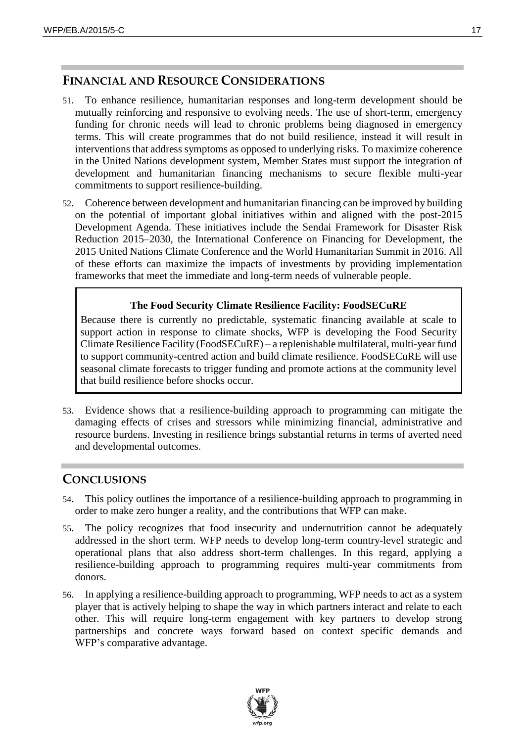## FINANCIAL AND RESOURCE CONSIDERATIONS

51. To enhance resilience, humanitarian responses and long-term development should be mutually reinforcing and responsive to evolving needs. The use of short-term, emergency funding for chronic needs will lead to chronic problems being diagnosed in emergency terms. This will create programmes that do not build resilience, instead it will result in interventions that address symptoms as opposed to underlying risks. To maximize coherence in the United Nations development system, Member States must support the integration of development and humanitarian financing mechanisms to secure flexible multi-year commitments to support resilience-building.

52. Coherence between development and humanitarian financing can be improved by building on the potential of important global initiatives within and aligned with the post-2015 Development Agenda. These initiatives include the Sendai Framework for Disaster Risk Reduction 2015–2030, the International Conference on Financing for Development, the 2015 United Nations Climate Conference and the World Humanitarian Summit in 2016. All of these efforts can maximize the impacts of investments by providing implementation frameworks that meet the immediate and long-term needs of vulnerable people.

> **The Food Security Climate Resilience Facility: FoodSECuRE**
>
> Because there is currently no predictable, systematic financing available at scale to support action in response to climate shocks, WFP is developing the Food Security Climate Resilience Facility (FoodSECuRE) – a replenishable multilateral, multi-year fund to support community-centred action and build climate resilience. FoodSECuRE will use seasonal climate forecasts to trigger funding and promote actions at the community level that build resilience before shocks occur.

53. Evidence shows that a resilience-building approach to programming can mitigate the damaging effects of crises and stressors while minimizing financial, administrative and resource burdens. Investing in resilience brings substantial returns in terms of averted need and developmental outcomes.

## CONCLUSIONS

54. This policy outlines the importance of a resilience-building approach to programming in order to make zero hunger a reality, and the contributions that WFP can make.

55. The policy recognizes that food insecurity and undernutrition cannot be adequately addressed in the short term. WFP needs to develop long-term country-level strategic and operational plans that also address short-term challenges. In this regard, applying a resilience-building approach to programming requires multi-year commitments from donors.

56. In applying a resilience-building approach to programming, WFP needs to act as a system player that is actively helping to shape the way in which partners interact and relate to each other. This will require long-term engagement with key partners to develop strong partnerships and concrete ways forward based on context specific demands and WFP's comparative advantage.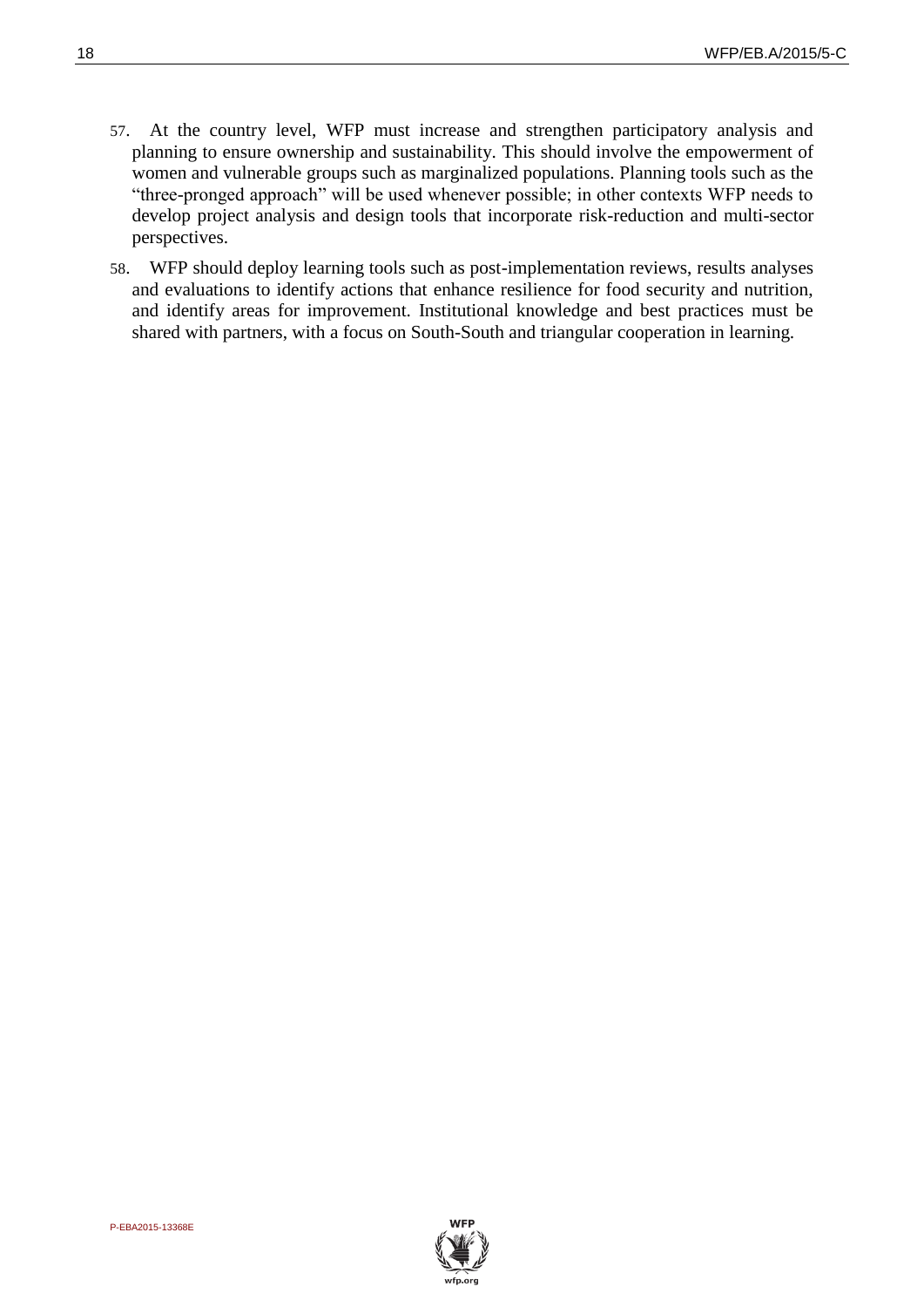57. At the country level, WFP must increase and strengthen participatory analysis and planning to ensure ownership and sustainability. This should involve the empowerment of women and vulnerable groups such as marginalized populations. Planning tools such as the "three-pronged approach" will be used whenever possible; in other contexts WFP needs to develop project analysis and design tools that incorporate risk-reduction and multi-sector perspectives.

58. WFP should deploy learning tools such as post-implementation reviews, results analyses and evaluations to identify actions that enhance resilience for food security and nutrition, and identify areas for improvement. Institutional knowledge and best practices must be shared with partners, with a focus on South-South and triangular cooperation in learning.